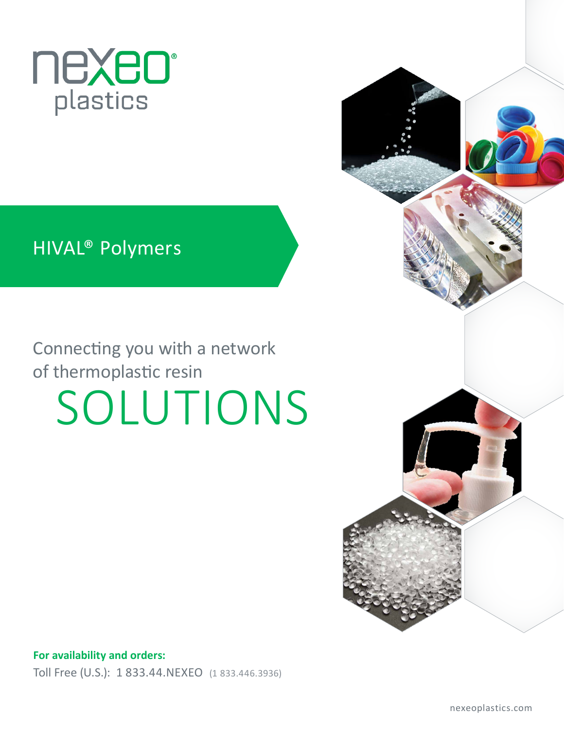nexeo®
plastics

# HIVAL® Polymers

## Connecting you with a network of thermoplastic resin SOLUTIONS

**For availability and orders:**

Toll Free (U.S.): 1 833.44.NEXEO (1 833.446.3936)

nexeoplastics.com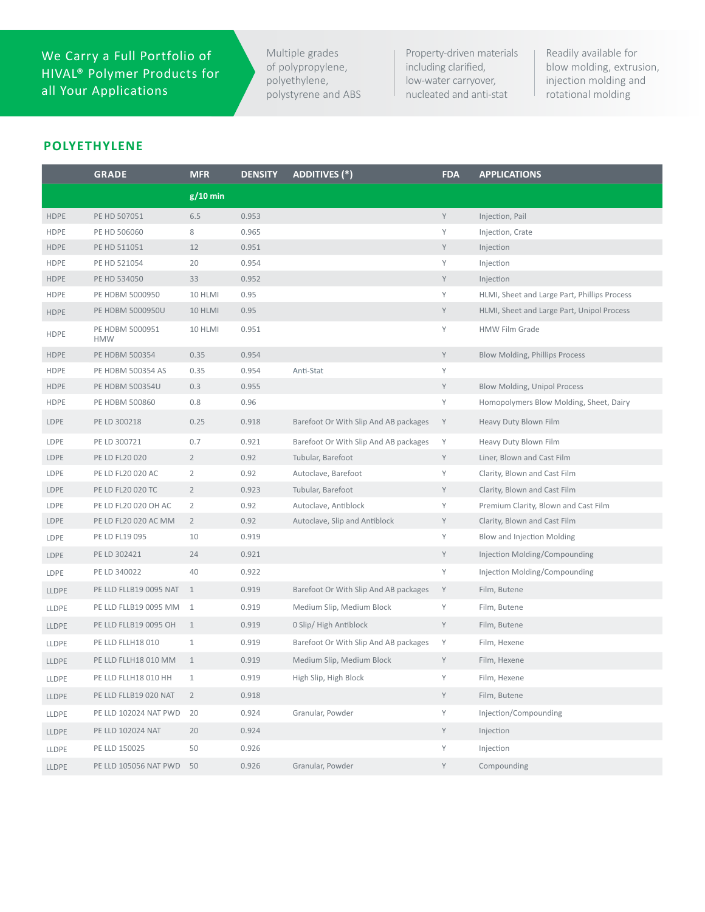We Carry a Full Portfolio of HIVAL® Polymer Products for all Your Applications

Multiple grades of polypropylene, polyethylene, polystyrene and ABS

Property-driven materials including clarified, low-water carryover, nucleated and anti-stat

Readily available for blow molding, extrusion, injection molding and rotational molding

## POLYETHYLENE

| | GRADE | MFR | DENSITY | ADDITIVES (*) | FDA | APPLICATIONS |
|---|---|---|---|---|---|---|
| | | g/10 min | | | | |
| HDPE | PE HD 507051 | 6.5 | 0.953 | | Y | Injection, Pail |
| HDPE | PE HD 506060 | 8 | 0.965 | | Y | Injection, Crate |
| HDPE | PE HD 511051 | 12 | 0.951 | | Y | Injection |
| HDPE | PE HD 521054 | 20 | 0.954 | | Y | Injection |
| HDPE | PE HD 534050 | 33 | 0.952 | | Y | Injection |
| HDPE | PE HDBM 5000950 | 10 HLMI | 0.95 | | Y | HLMI, Sheet and Large Part, Phillips Process |
| HDPE | PE HDBM 5000950U | 10 HLMI | 0.95 | | Y | HLMI, Sheet and Large Part, Unipol Process |
| HDPE | PE HDBM 5000951 HMW | 10 HLMI | 0.951 | | Y | HMW Film Grade |
| HDPE | PE HDBM 500354 | 0.35 | 0.954 | | Y | Blow Molding, Phillips Process |
| HDPE | PE HDBM 500354 AS | 0.35 | 0.954 | Anti-Stat | Y | |
| HDPE | PE HDBM 500354U | 0.3 | 0.955 | | Y | Blow Molding, Unipol Process |
| HDPE | PE HDBM 500860 | 0.8 | 0.96 | | Y | Homopolymers Blow Molding, Sheet, Dairy |
| LDPE | PE LD 300218 | 0.25 | 0.918 | Barefoot Or With Slip And AB packages | Y | Heavy Duty Blown Film |
| LDPE | PE LD 300721 | 0.7 | 0.921 | Barefoot Or With Slip And AB packages | Y | Heavy Duty Blown Film |
| LDPE | PE LD FL20 020 | 2 | 0.92 | Tubular, Barefoot | Y | Liner, Blown and Cast Film |
| LDPE | PE LD FL20 020 AC | 2 | 0.92 | Autoclave, Barefoot | Y | Clarity, Blown and Cast Film |
| LDPE | PE LD FL20 020 TC | 2 | 0.923 | Tubular, Barefoot | Y | Clarity, Blown and Cast Film |
| LDPE | PE LD FL20 020 OH AC | 2 | 0.92 | Autoclave, Antiblock | Y | Premium Clarity, Blown and Cast Film |
| LDPE | PE LD FL20 020 AC MM | 2 | 0.92 | Autoclave, Slip and Antiblock | Y | Clarity, Blown and Cast Film |
| LDPE | PE LD FL19 095 | 10 | 0.919 | | Y | Blow and Injection Molding |
| LDPE | PE LD 302421 | 24 | 0.921 | | Y | Injection Molding/Compounding |
| LDPE | PE LD 340022 | 40 | 0.922 | | Y | Injection Molding/Compounding |
| LLDPE | PE LLD FLLB19 0095 NAT | 1 | 0.919 | Barefoot Or With Slip And AB packages | Y | Film, Butene |
| LLDPE | PE LLD FLLB19 0095 MM | 1 | 0.919 | Medium Slip, Medium Block | Y | Film, Butene |
| LLDPE | PE LLD FLLB19 0095 OH | 1 | 0.919 | 0 Slip/ High Antiblock | Y | Film, Butene |
| LLDPE | PE LLD FLLH18 010 | 1 | 0.919 | Barefoot Or With Slip And AB packages | Y | Film, Hexene |
| LLDPE | PE LLD FLLH18 010 MM | 1 | 0.919 | Medium Slip, Medium Block | Y | Film, Hexene |
| LLDPE | PE LLD FLLH18 010 HH | 1 | 0.919 | High Slip, High Block | Y | Film, Hexene |
| LLDPE | PE LLD FLLB19 020 NAT | 2 | 0.918 | | Y | Film, Butene |
| LLDPE | PE LLD 102024 NAT PWD | 20 | 0.924 | Granular, Powder | Y | Injection/Compounding |
| LLDPE | PE LLD 102024 NAT | 20 | 0.924 | | Y | Injection |
| LLDPE | PE LLD 150025 | 50 | 0.926 | | Y | Injection |
| LLDPE | PE LLD 105056 NAT PWD | 50 | 0.926 | Granular, Powder | Y | Compounding |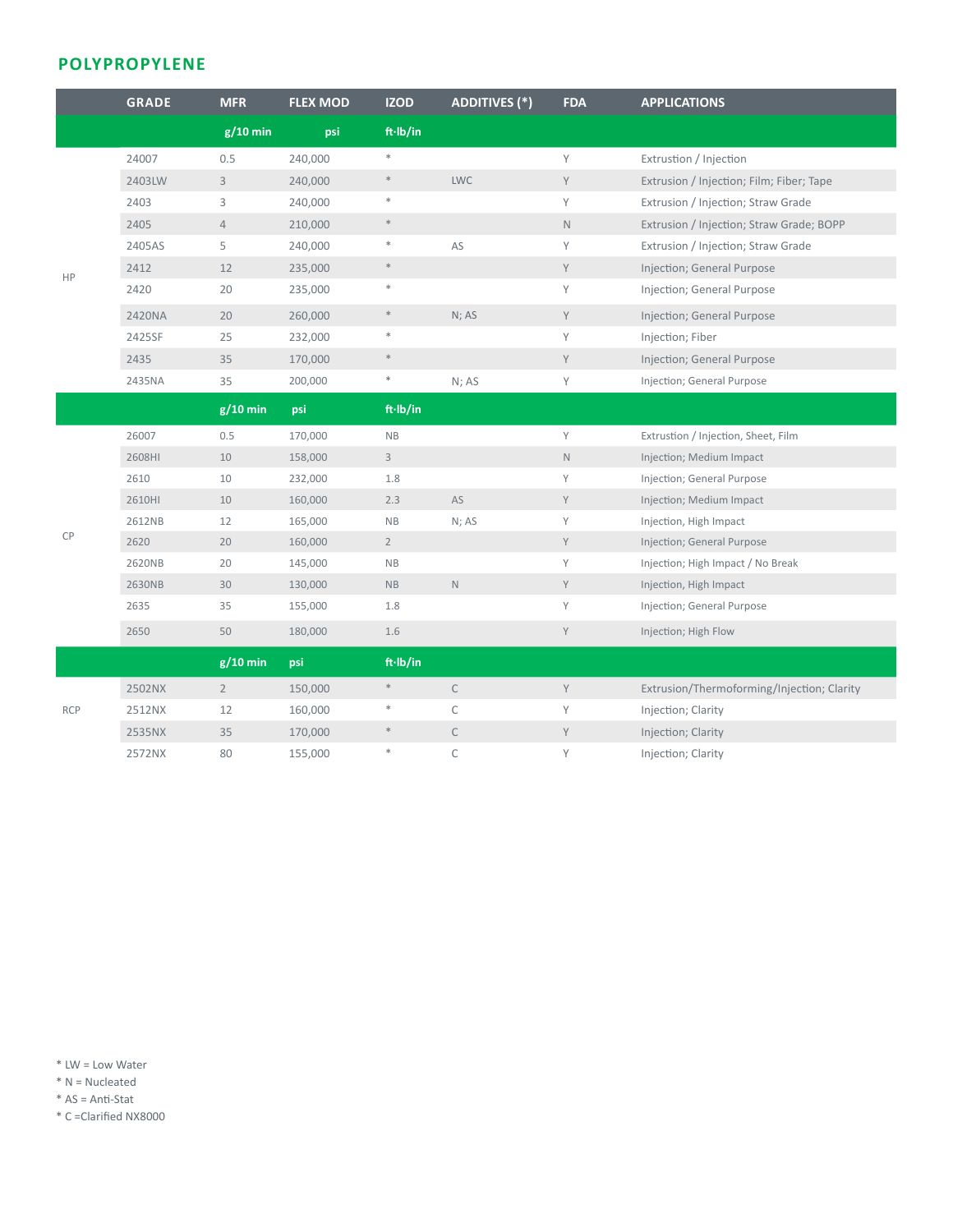## POLYPROPYLENE

| | GRADE | MFR | FLEX MOD | IZOD | ADDITIVES (*) | FDA | APPLICATIONS |
|---|---|---|---|---|---|---|---|
| | | g/10 min | psi | ft-lb/in | | | |
| HP | 24007 | 0.5 | 240,000 | * | | Y | Extrustion / Injection |
| | 2403LW | 3 | 240,000 | * | LWC | Y | Extrusion / Injection; Film; Fiber; Tape |
| | 2403 | 3 | 240,000 | * | | Y | Extrusion / Injection; Straw Grade |
| | 2405 | 4 | 210,000 | * | | N | Extrusion / Injection; Straw Grade; BOPP |
| | 2405AS | 5 | 240,000 | * | AS | Y | Extrusion / Injection; Straw Grade |
| | 2412 | 12 | 235,000 | * | | Y | Injection; General Purpose |
| | 2420 | 20 | 235,000 | * | | Y | Injection; General Purpose |
| | 2420NA | 20 | 260,000 | * | N; AS | Y | Injection; General Purpose |
| | 2425SF | 25 | 232,000 | * | | Y | Injection; Fiber |
| | 2435 | 35 | 170,000 | * | | Y | Injection; General Purpose |
| | 2435NA | 35 | 200,000 | * | N; AS | Y | Injection; General Purpose |
| | | g/10 min | psi | ft-lb/in | | | |
| CP | 26007 | 0.5 | 170,000 | NB | | Y | Extrustion / Injection, Sheet, Film |
| | 2608HI | 10 | 158,000 | 3 | | N | Injection; Medium Impact |
| | 2610 | 10 | 232,000 | 1.8 | | Y | Injection; General Purpose |
| | 2610HI | 10 | 160,000 | 2.3 | AS | Y | Injection; Medium Impact |
| | 2612NB | 12 | 165,000 | NB | N; AS | Y | Injection, High Impact |
| | 2620 | 20 | 160,000 | 2 | | Y | Injection; General Purpose |
| | 2620NB | 20 | 145,000 | NB | | Y | Injection; High Impact / No Break |
| | 2630NB | 30 | 130,000 | NB | N | Y | Injection, High Impact |
| | 2635 | 35 | 155,000 | 1.8 | | Y | Injection; General Purpose |
| | 2650 | 50 | 180,000 | 1.6 | | Y | Injection; High Flow |
| | | g/10 min | psi | ft-lb/in | | | |
| RCP | 2502NX | 2 | 150,000 | * | C | Y | Extrusion/Thermoforming/Injection; Clarity |
| | 2512NX | 12 | 160,000 | * | C | Y | Injection; Clarity |
| | 2535NX | 35 | 170,000 | * | C | Y | Injection; Clarity |
| | 2572NX | 80 | 155,000 | * | C | Y | Injection; Clarity |

* LW = Low Water
* N = Nucleated
* AS = Anti-Stat
* C =Clarified NX8000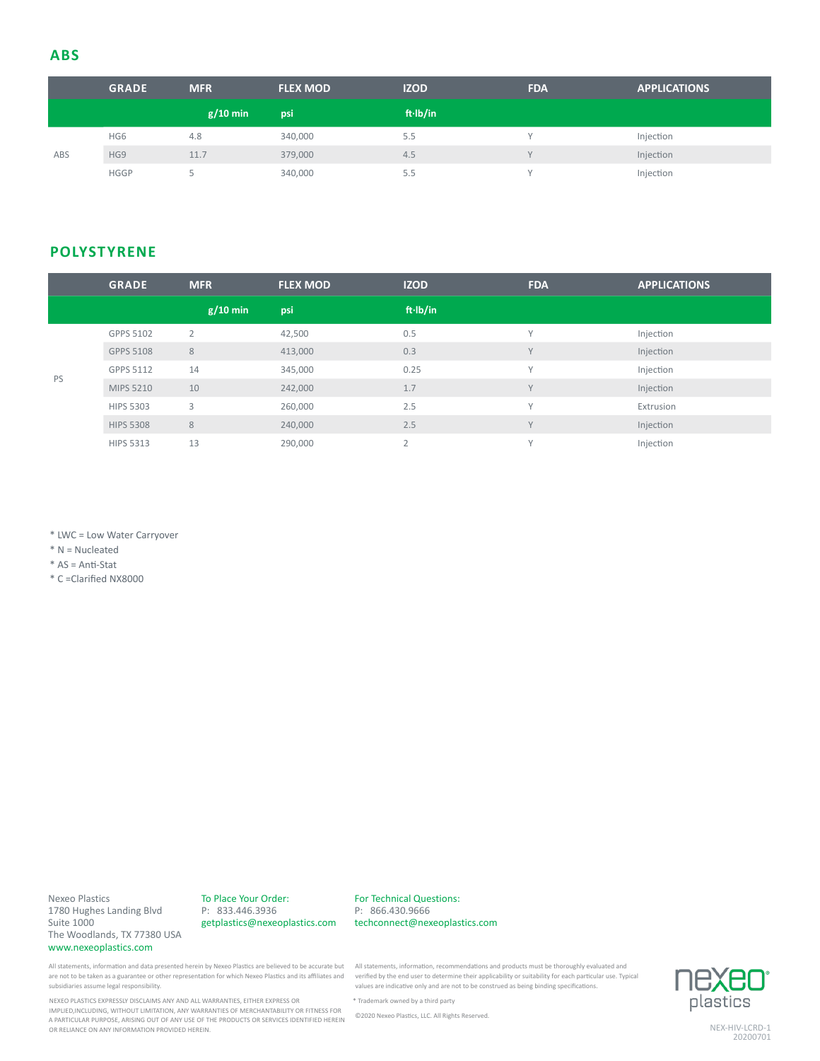## ABS

| | GRADE | MFR | FLEX MOD | IZOD | FDA | APPLICATIONS |
|---|---|---|---|---|---|---|
| | | g/10 min | psi | ft·lb/in | | |
| ABS | HG6 | 4.8 | 340,000 | 5.5 | Y | Injection |
| | HG9 | 11.7 | 379,000 | 4.5 | Y | Injection |
| | HGGP | 5 | 340,000 | 5.5 | Y | Injection |

## POLYSTYRENE

| | GRADE | MFR | FLEX MOD | IZOD | FDA | APPLICATIONS |
|---|---|---|---|---|---|---|
| | | g/10 min | psi | ft·lb/in | | |
| PS | GPPS 5102 | 2 | 42,500 | 0.5 | Y | Injection |
| | GPPS 5108 | 8 | 413,000 | 0.3 | Y | Injection |
| | GPPS 5112 | 14 | 345,000 | 0.25 | Y | Injection |
| | MIPS 5210 | 10 | 242,000 | 1.7 | Y | Injection |
| | HIPS 5303 | 3 | 260,000 | 2.5 | Y | Extrusion |
| | HIPS 5308 | 8 | 240,000 | 2.5 | Y | Injection |
| | HIPS 5313 | 13 | 290,000 | 2 | Y | Injection |

* LWC = Low Water Carryover
* N = Nucleated
* AS = Anti-Stat
* C =Clarified NX8000

Nexeo Plastics
1780 Hughes Landing Blvd
Suite 1000
The Woodlands, TX 77380 USA
www.nexeoplastics.com

To Place Your Order:
P: 833.446.3936
getplastics@nexeoplastics.com

For Technical Questions:
P: 866.430.9666
techconnect@nexeoplastics.com

All statements, information and data presented herein by Nexeo Plastics are believed to be accurate but are not to be taken as a guarantee or other representation for which Nexeo Plastics and its affiliates and subsidiaries assume legal responsibility.

NEXEO PLASTICS EXPRESSLY DISCLAIMS ANY AND ALL WARRANTIES, EITHER EXPRESS OR IMPLIED,INCLUDING, WITHOUT LIMITATION, ANY WARRANTIES OF MERCHANTABILITY OR FITNESS FOR A PARTICULAR PURPOSE, ARISING OUT OF ANY USE OF THE PRODUCTS OR SERVICES IDENTIFIED HEREIN OR RELIANCE ON ANY INFORMATION PROVIDED HEREIN.

All statements, information, recommendations and products must be thoroughly evaluated and verified by the end user to determine their applicability or suitability for each particular use. Typical values are indicative only and are not to be construed as being binding specifications.

* Trademark owned by a third party

©2020 Nexeo Plastics, LLC. All Rights Reserved.

nexeo® plastics

NEX-HIV-LCRD-1
20200701